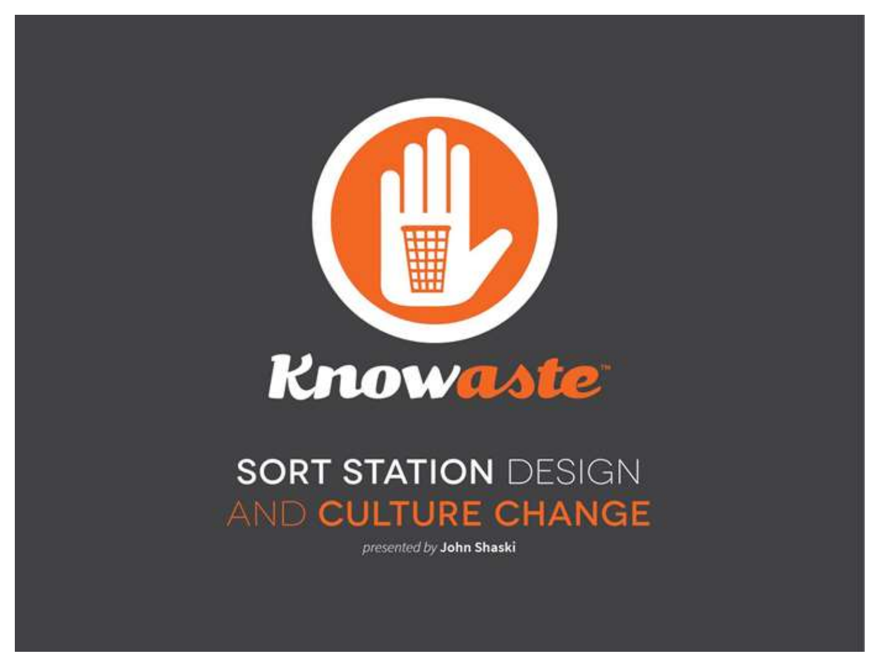# Knowaste™

## SORT STATION DESIGN AND CULTURE CHANGE

*presented by* **John Shaski**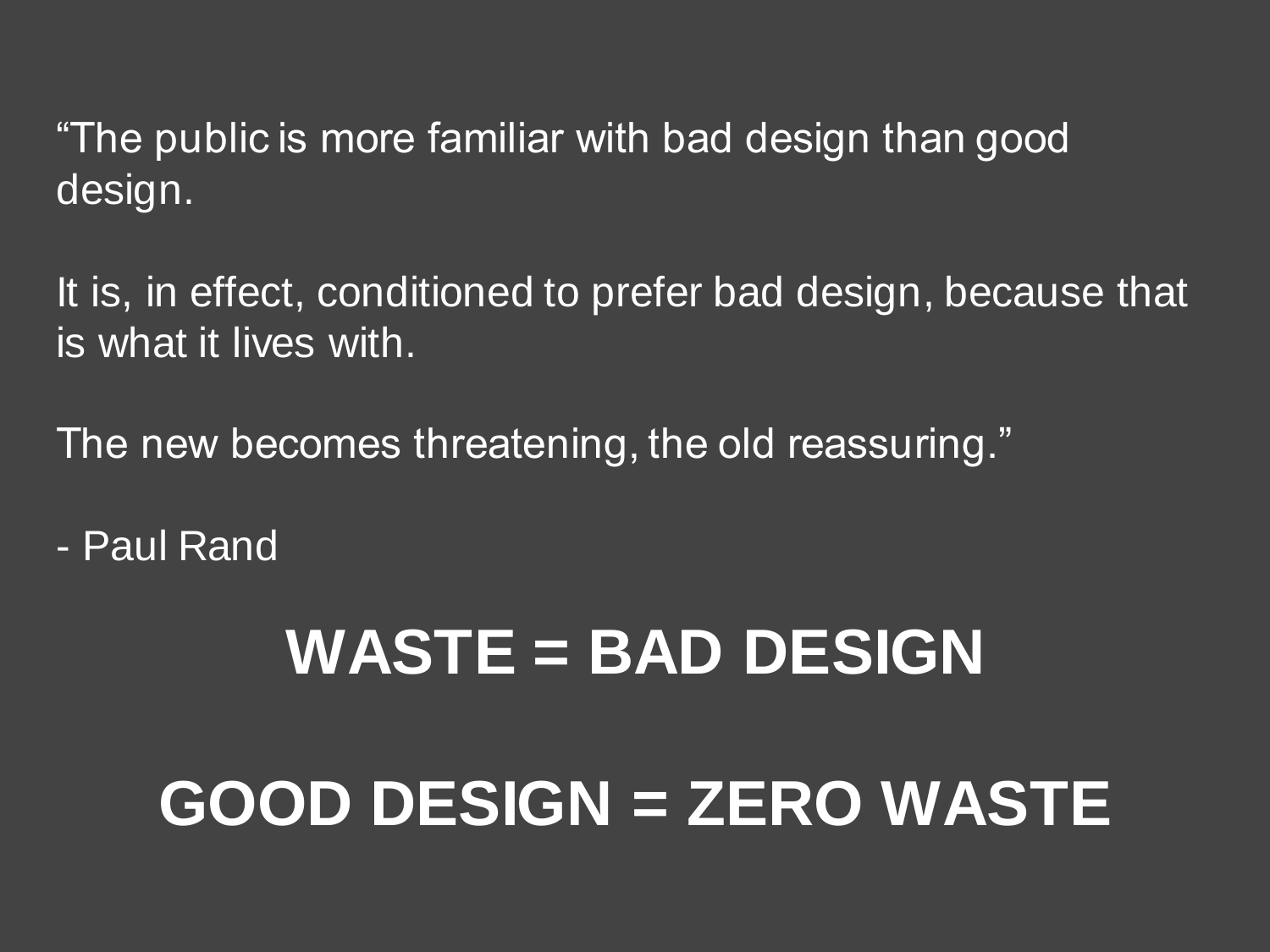“The public is more familiar with bad design than good design.

It is, in effect, conditioned to prefer bad design, because that is what it lives with.

The new becomes threatening, the old reassuring.”

- Paul Rand

**WASTE = BAD DESIGN**

**GOOD DESIGN = ZERO WASTE**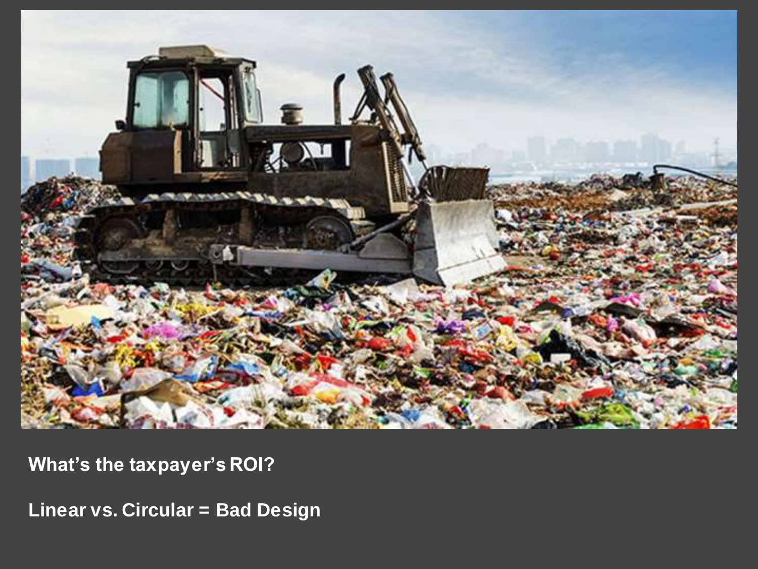**What's the taxpayer's ROI?**

**Linear vs. Circular = Bad Design**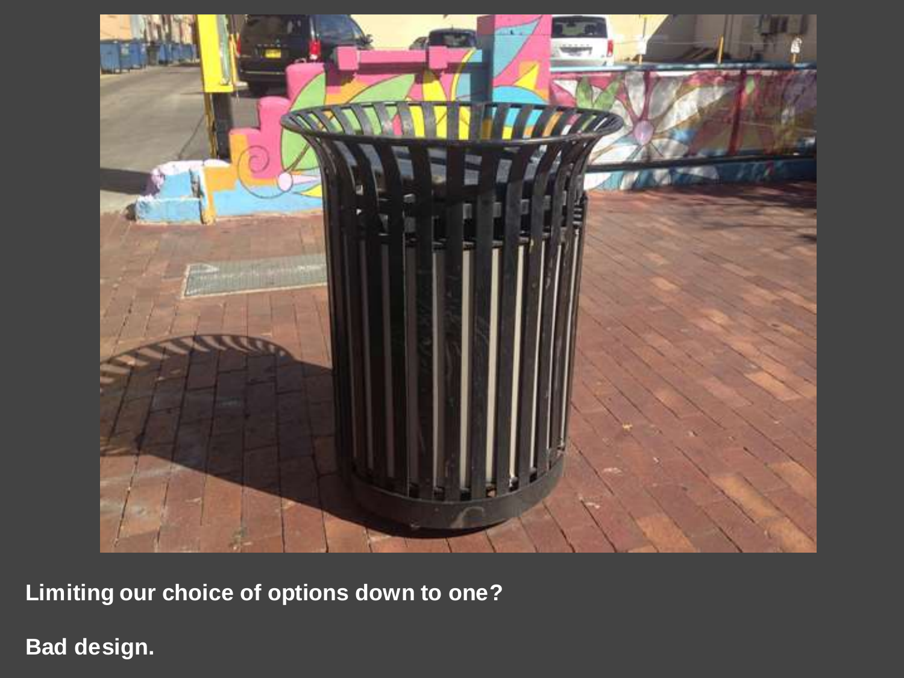**Limiting our choice of options down to one?**

**Bad design.**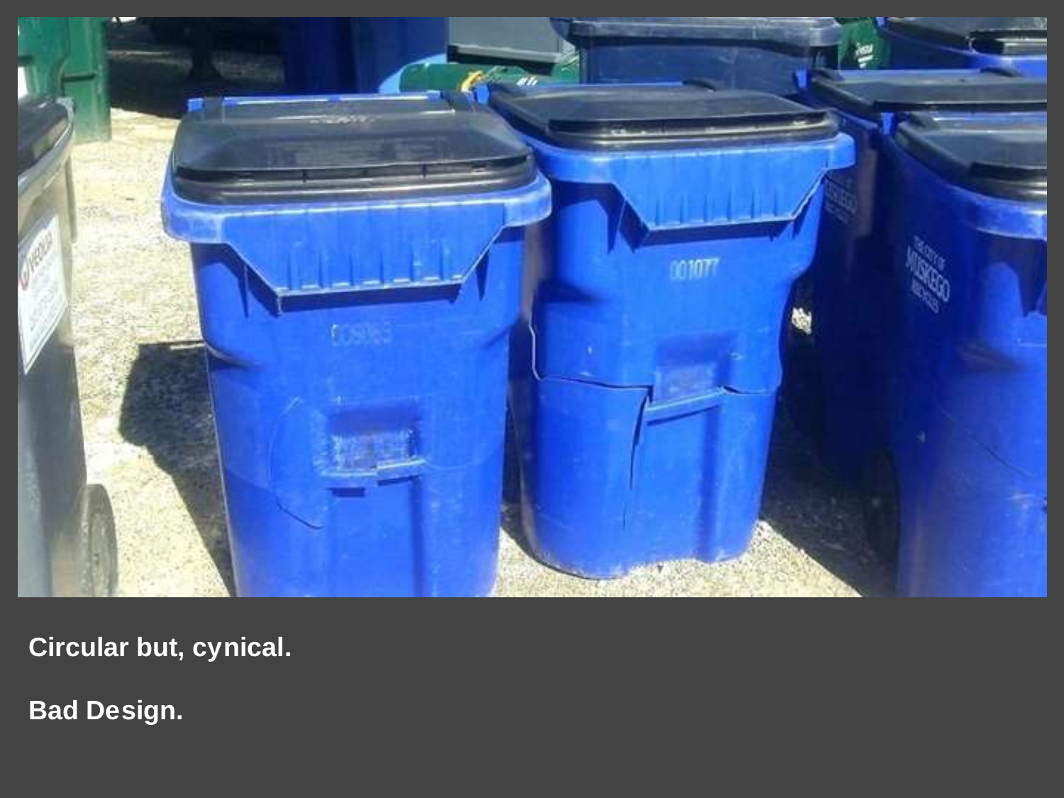**Circular but, cynical.**

**Bad Design.**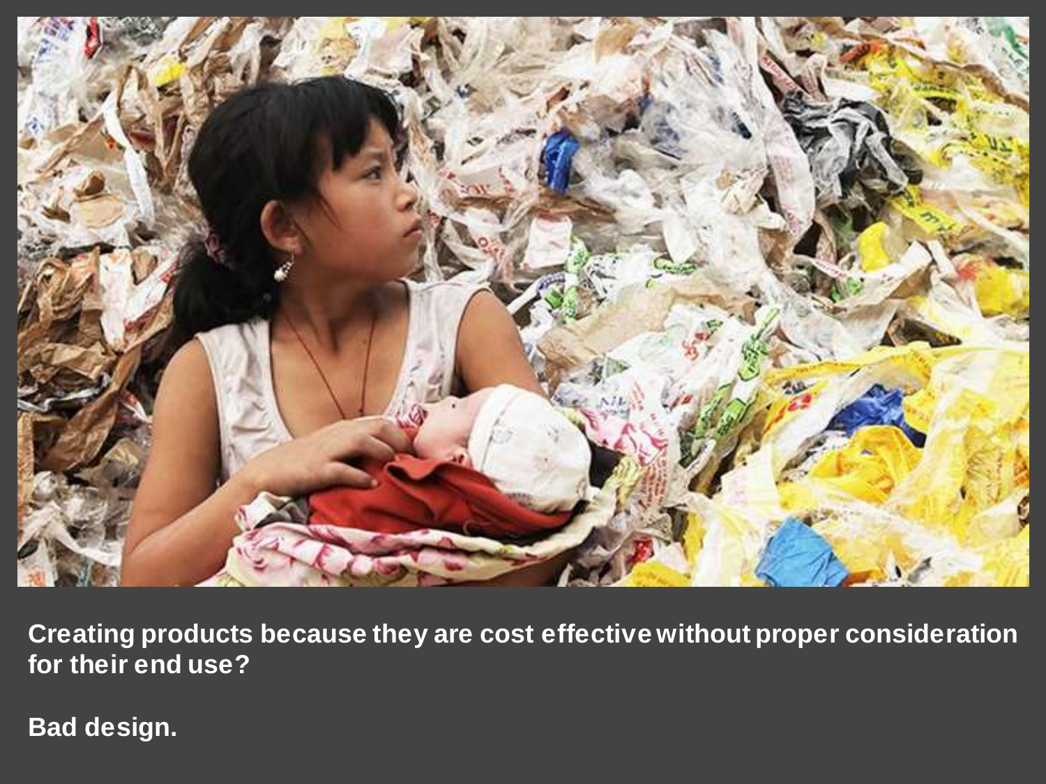**Creating products because they are cost effective without proper consideration for their end use?**

**Bad design.**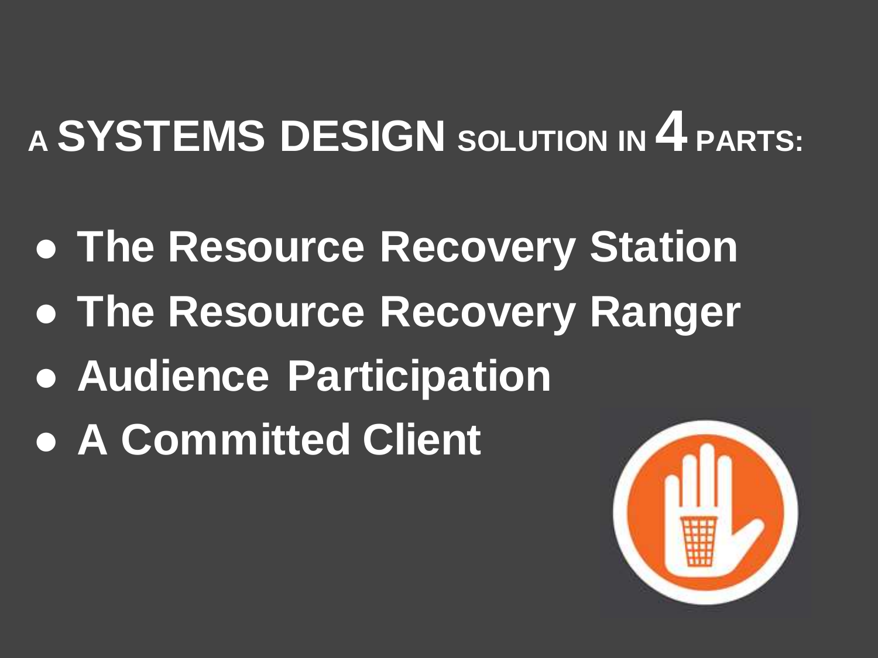# A SYSTEMS DESIGN SOLUTION IN 4 PARTS:

- The Resource Recovery Station
- The Resource Recovery Ranger
- Audience Participation
- A Committed Client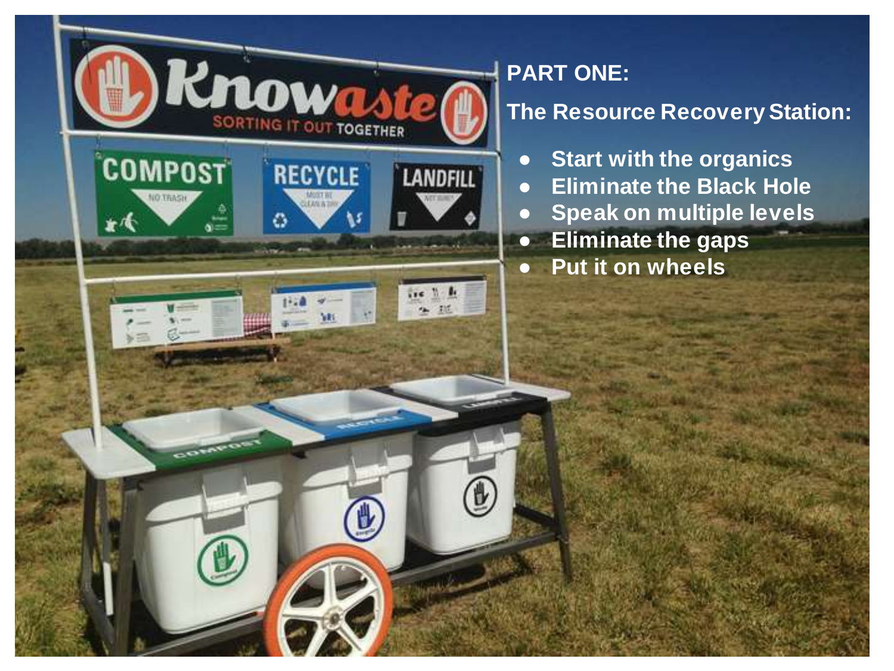**PART ONE:**

**The Resource Recovery Station:**

- **Start with the organics**
- **Eliminate the Black Hole**
- **Speak on multiple levels**
- **Eliminate the gaps**
- **Put it on wheels**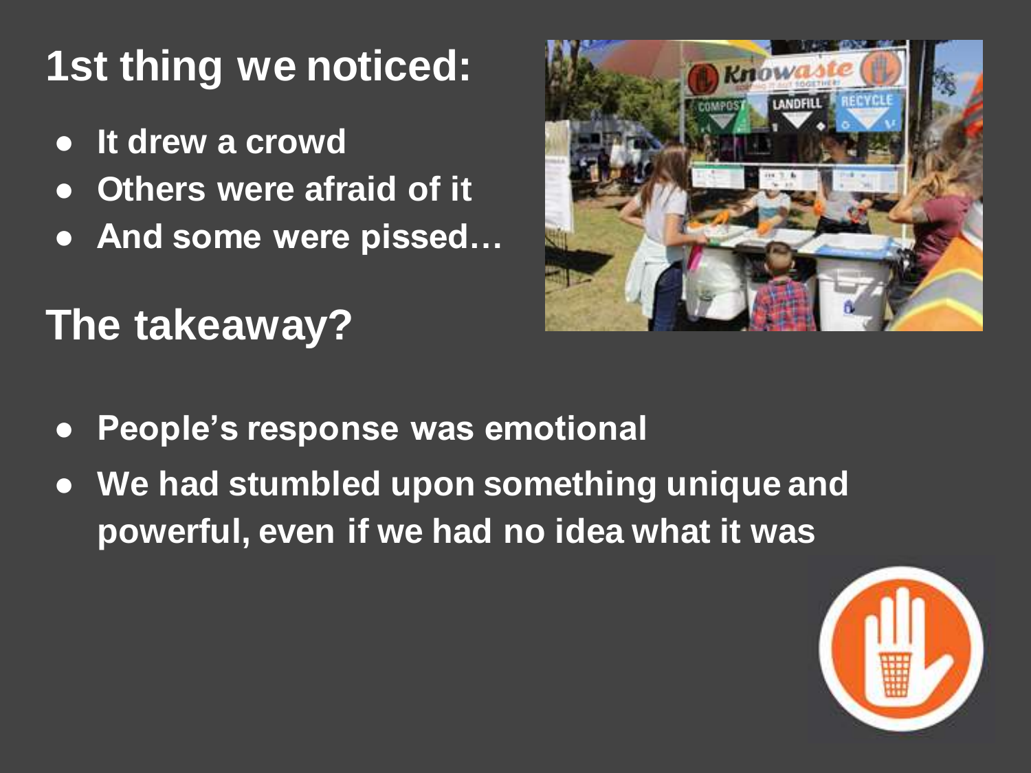# 1st thing we noticed:

- **It drew a crowd**
- **Others were afraid of it**
- **And some were pissed…**

# The takeaway?

- **People's response was emotional**
- **We had stumbled upon something unique and powerful, even if we had no idea what it was**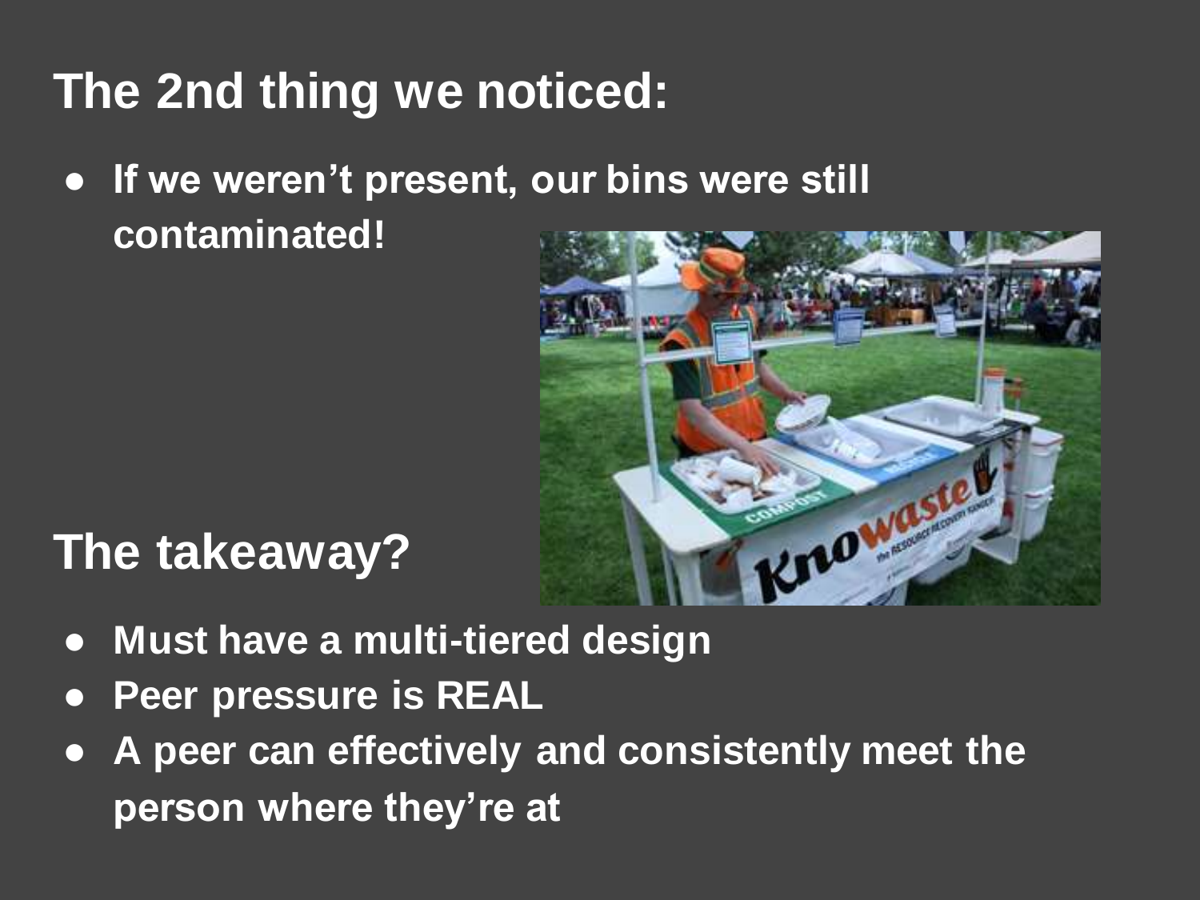## The 2nd thing we noticed:

- If we weren't present, our bins were still contaminated!

## The takeaway?

- Must have a multi-tiered design
- Peer pressure is REAL
- A peer can effectively and consistently meet the person where they're at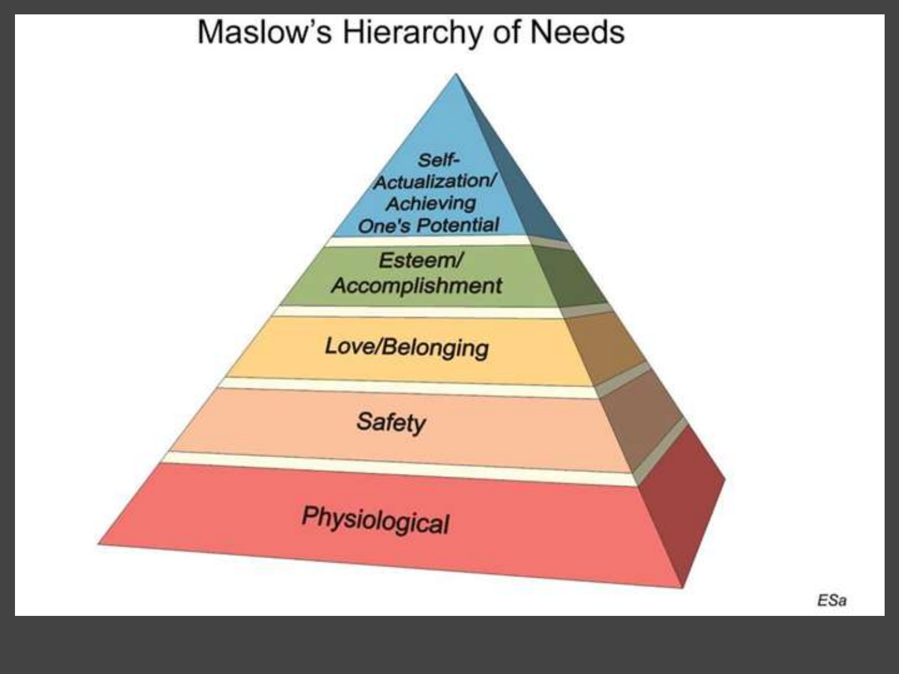# Maslow's Hierarchy of Needs

- Self-Actualization/ Achieving One's Potential
- Esteem/ Accomplishment
- Love/Belonging
- Safety
- Physiological

ESa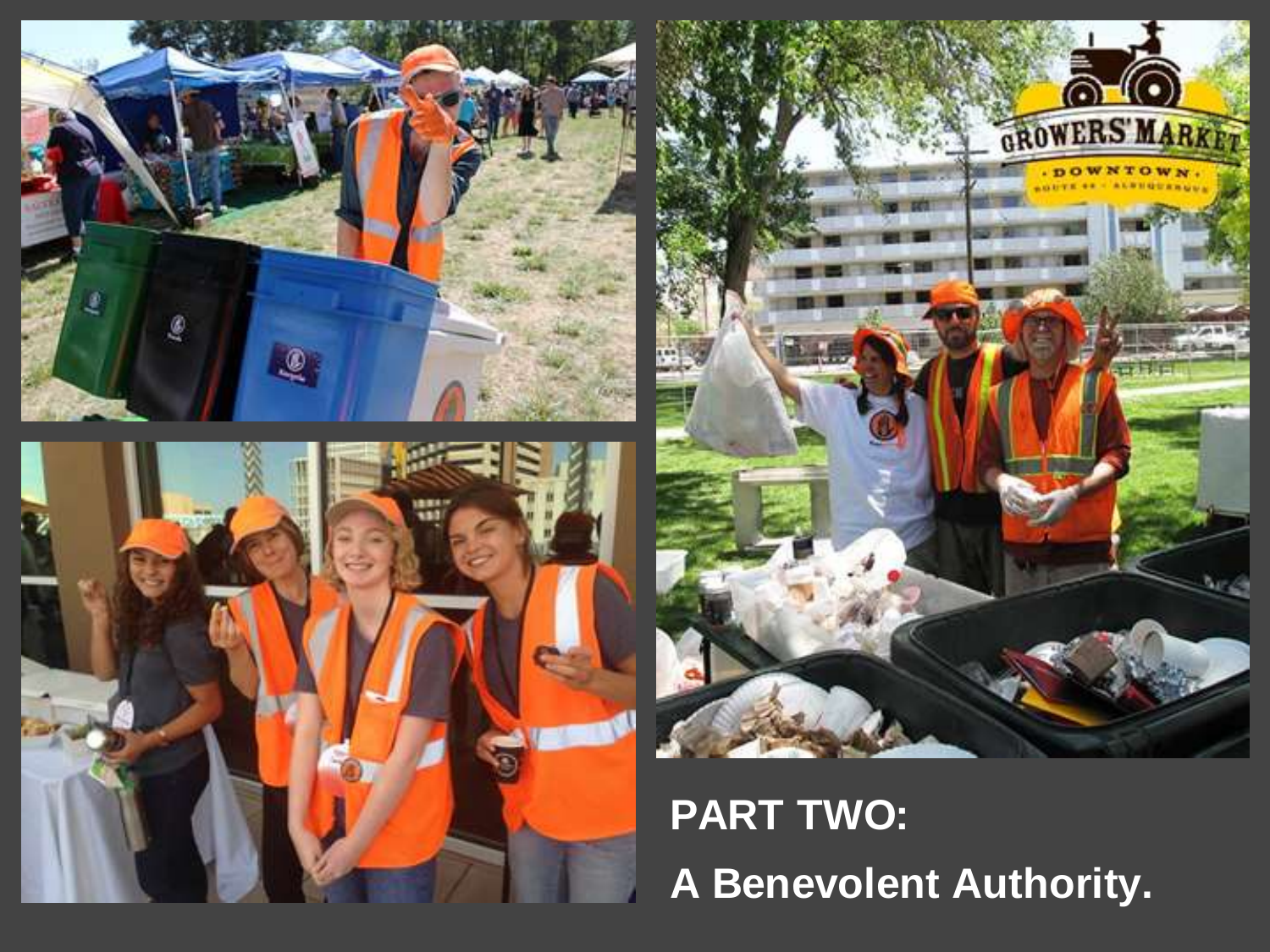**PART TWO:**

**A Benevolent Authority.**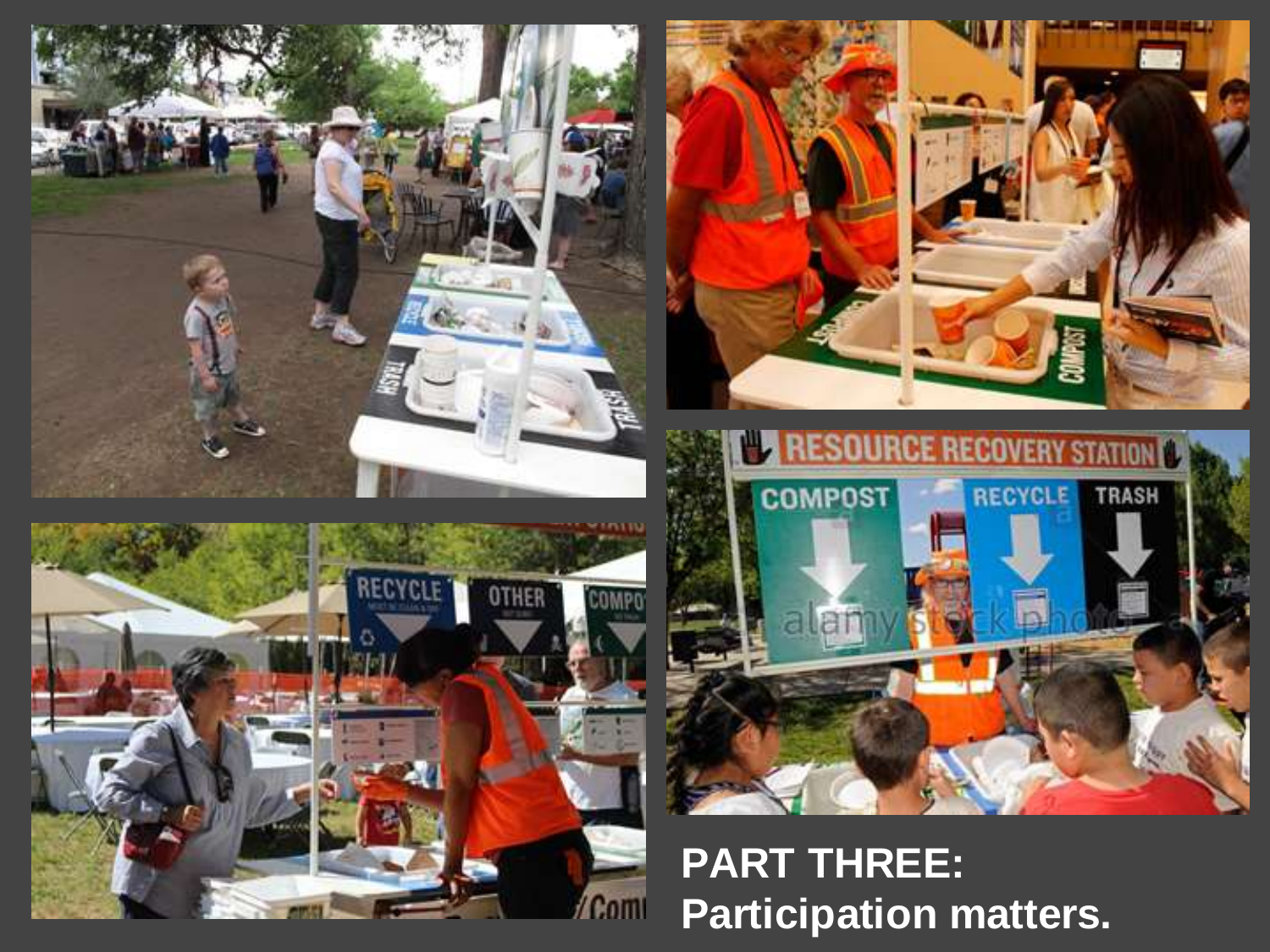**PART THREE:**
**Participation matters.**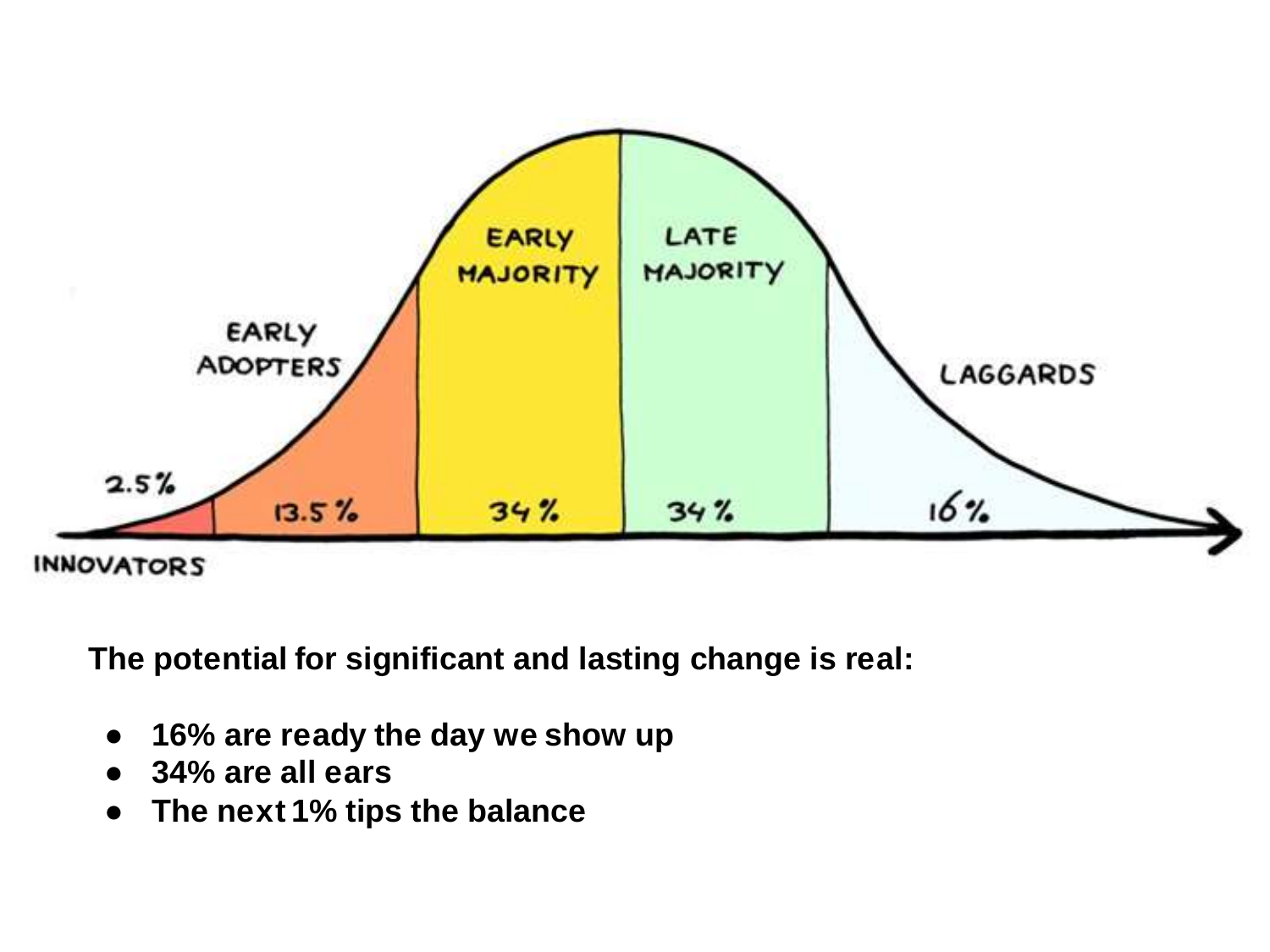INNOVATORS 2.5%

EARLY ADOPTERS 13.5%

EARLY MAJORITY 34%

LATE MAJORITY 34%

LAGGARDS 16%

**The potential for significant and lasting change is real:**

- **16% are ready the day we show up**
- **34% are all ears**
- **The next 1% tips the balance**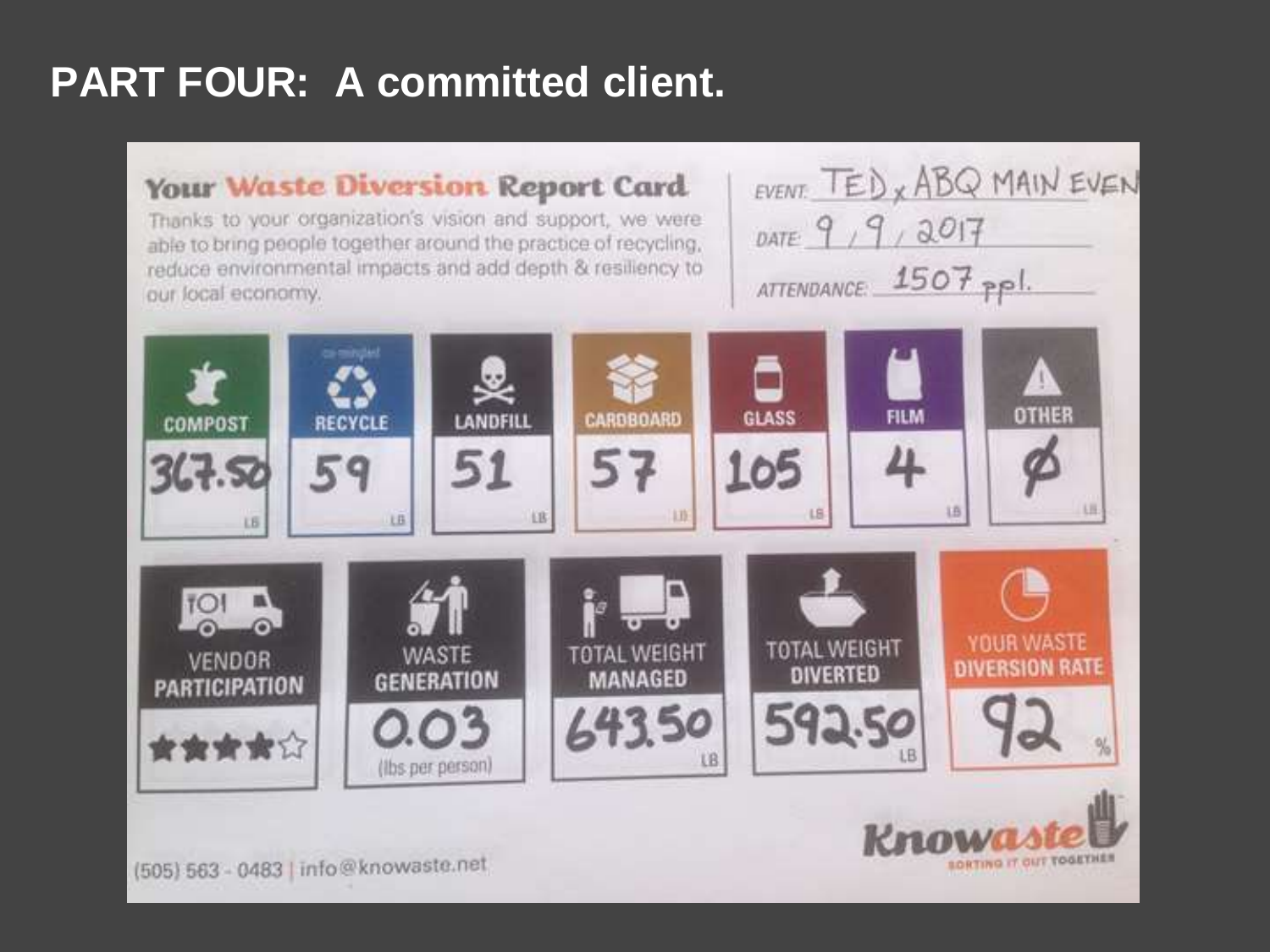# PART FOUR: A committed client.

## Your Waste Diversion Report Card

Thanks to your organization's vision and support, we were able to bring people together around the practice of recycling, reduce environmental impacts and add depth & resiliency to our local economy.

EVENT: TEDxABQ MAIN EVEN

DATE: 9/9/2017

ATTENDANCE: 1507 ppl.

| COMPOST | RECYCLE (co-mingled) | LANDFILL | CARDBOARD | GLASS | FILM | OTHER |
|---|---|---|---|---|---|---|
| 367.50 LB | 59 LB | 51 LB | 57 LB | 105 LB | 4 LB | Ø LB |

| VENDOR PARTICIPATION | WASTE GENERATION | TOTAL WEIGHT MANAGED | TOTAL WEIGHT DIVERTED | YOUR WASTE DIVERSION RATE |
|---|---|---|---|---|
| ★★★★☆ | 0.03 (lbs per person) | 643.50 LB | 592.50 LB | 92 % |

(505) 563 - 0483 | info@knowaste.net

Knowaste — SORTING IT OUT TOGETHER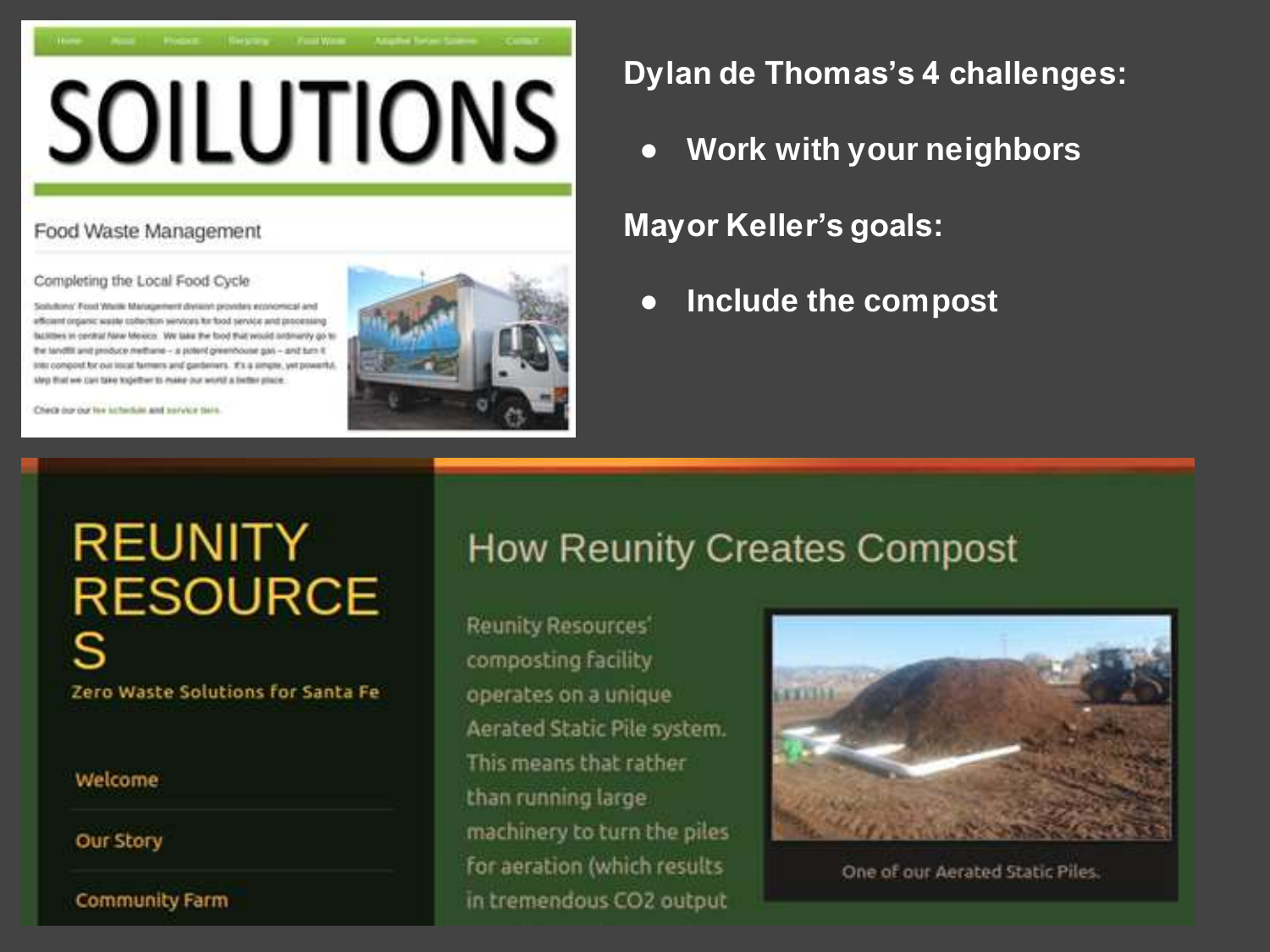**Dylan de Thomas's 4 challenges:**

- **Work with your neighbors**

**Mayor Keller's goals:**

- **Include the compost**

Home | About | Products | Recycling | Food Waste | Adaptive Terrain Systems | Contact

# SOILUTIONS

## Food Waste Management

### Completing the Local Food Cycle

Soilutions' Food Waste Management division provides economical and efficient organic waste collection services for food service and processing facilities in central New Mexico. We take the food that would ordinarily go to the landfill and produce methane – a potent greenhouse gas – and turn it into compost for our local farmers and gardeners. It's a simple, yet powerful, step that we can take together to make our world a better place.

Check our our fee schedule and service tiers.

# REUNITY RESOURCES

Zero Waste Solutions for Santa Fe

- Welcome
- Our Story
- Community Farm

## How Reunity Creates Compost

Reunity Resources' composting facility operates on a unique Aerated Static Pile system. This means that rather than running large machinery to turn the piles for aeration (which results in tremendous $CO_2$ output

One of our Aerated Static Piles.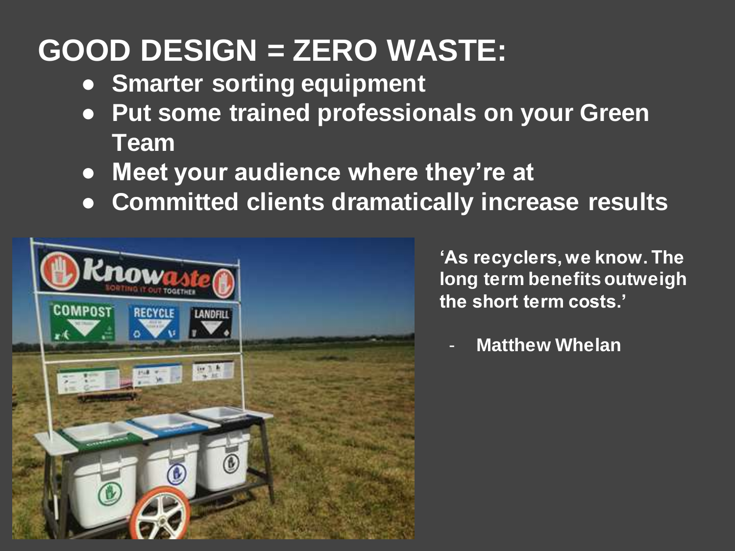# GOOD DESIGN = ZERO WASTE:

- Smarter sorting equipment
- Put some trained professionals on your Green Team
- Meet your audience where they're at
- Committed clients dramatically increase results

**'As recyclers, we know. The long term benefits outweigh the short term costs.'**

- **Matthew Whelan**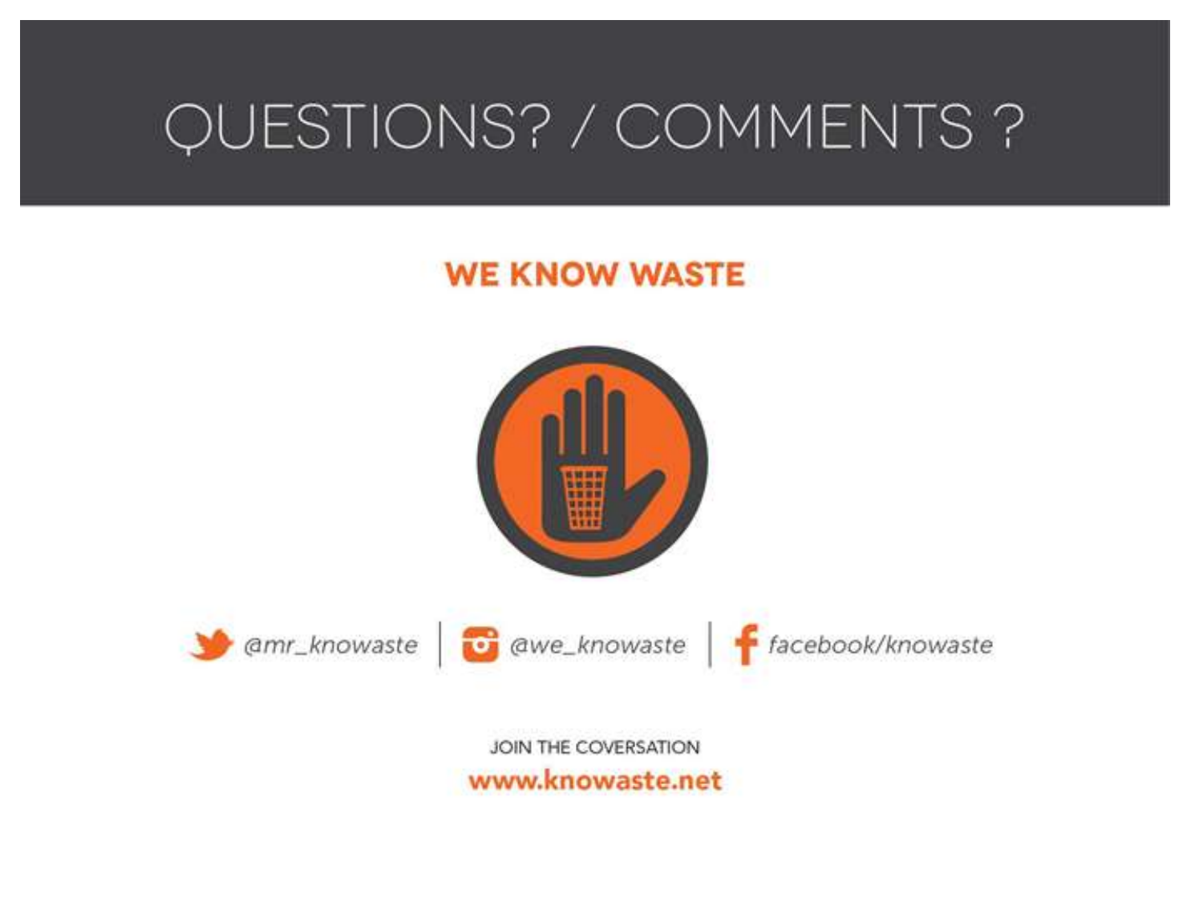# QUESTIONS? / COMMENTS ?

## WE KNOW WASTE

@mr_knowaste | @we_knowaste | facebook/knowaste

JOIN THE COVERSATION

**www.knowaste.net**